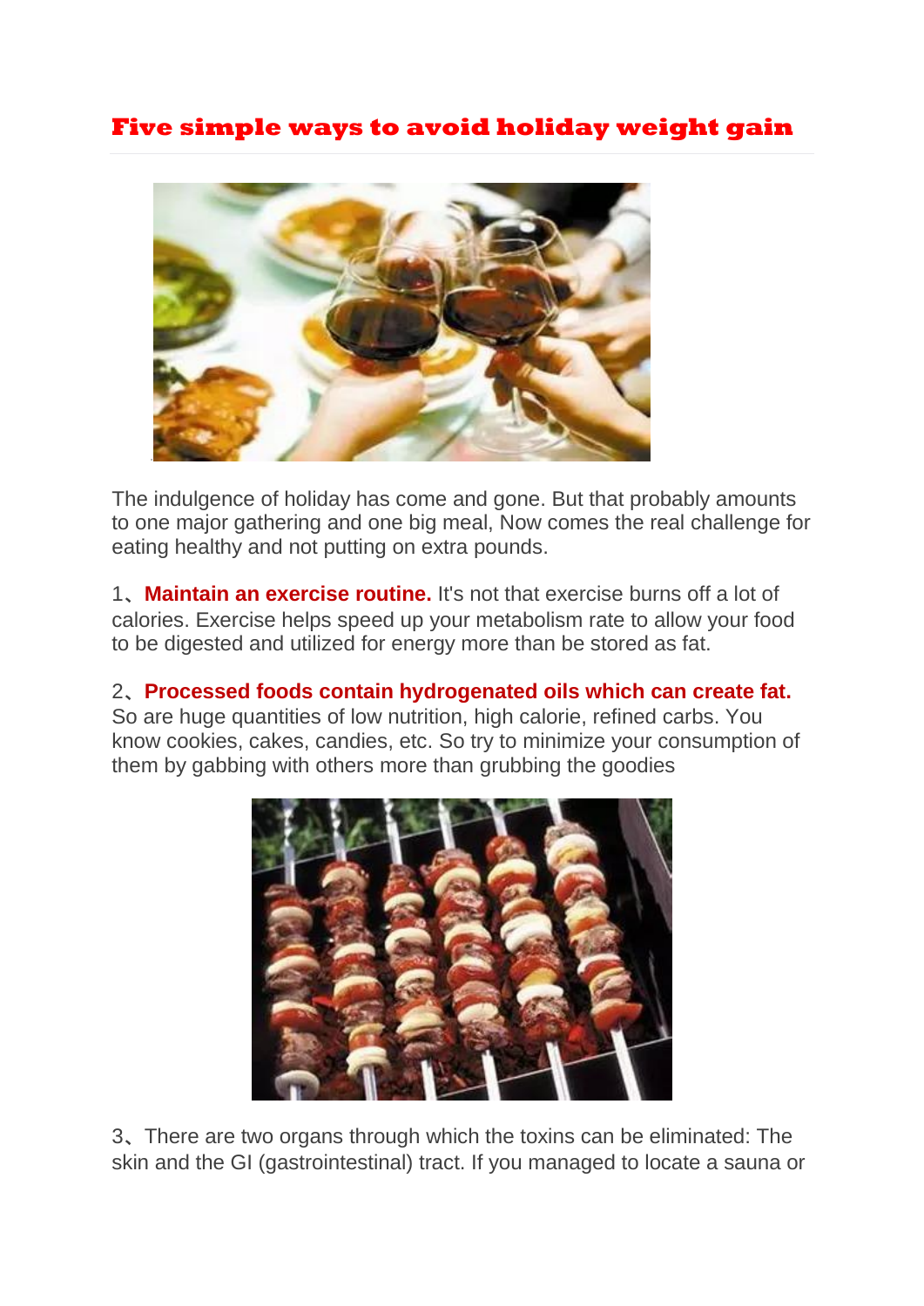# Five simple ways to avoid holiday weight gain

The indulgence of holiday has come and gone. But that probably amounts to one major gathering and one big meal, Now comes the real challenge for eating healthy and not putting on extra pounds.

1、**Maintain an exercise routine.** It's not that exercise burns off a lot of calories. Exercise helps speed up your metabolism rate to allow your food to be digested and utilized for energy more than be stored as fat.

2、**Processed foods contain hydrogenated oils which can create fat.** So are huge quantities of low nutrition, high calorie, refined carbs. You know cookies, cakes, candies, etc. So try to minimize your consumption of them by gabbing with others more than grubbing the goodies

3、There are two organs through which the toxins can be eliminated: The skin and the GI (gastrointestinal) tract. If you managed to locate a sauna or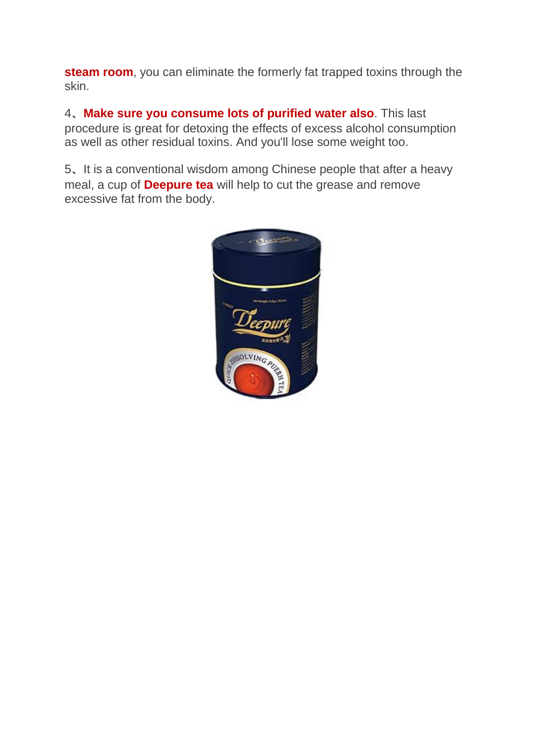**steam room**, you can eliminate the formerly fat trapped toxins through the skin.

4、**Make sure you consume lots of purified water also**. This last procedure is great for detoxing the effects of excess alcohol consumption as well as other residual toxins. And you'll lose some weight too.

5、It is a conventional wisdom among Chinese people that after a heavy meal, a cup of **Deepure tea** will help to cut the grease and remove excessive fat from the body.